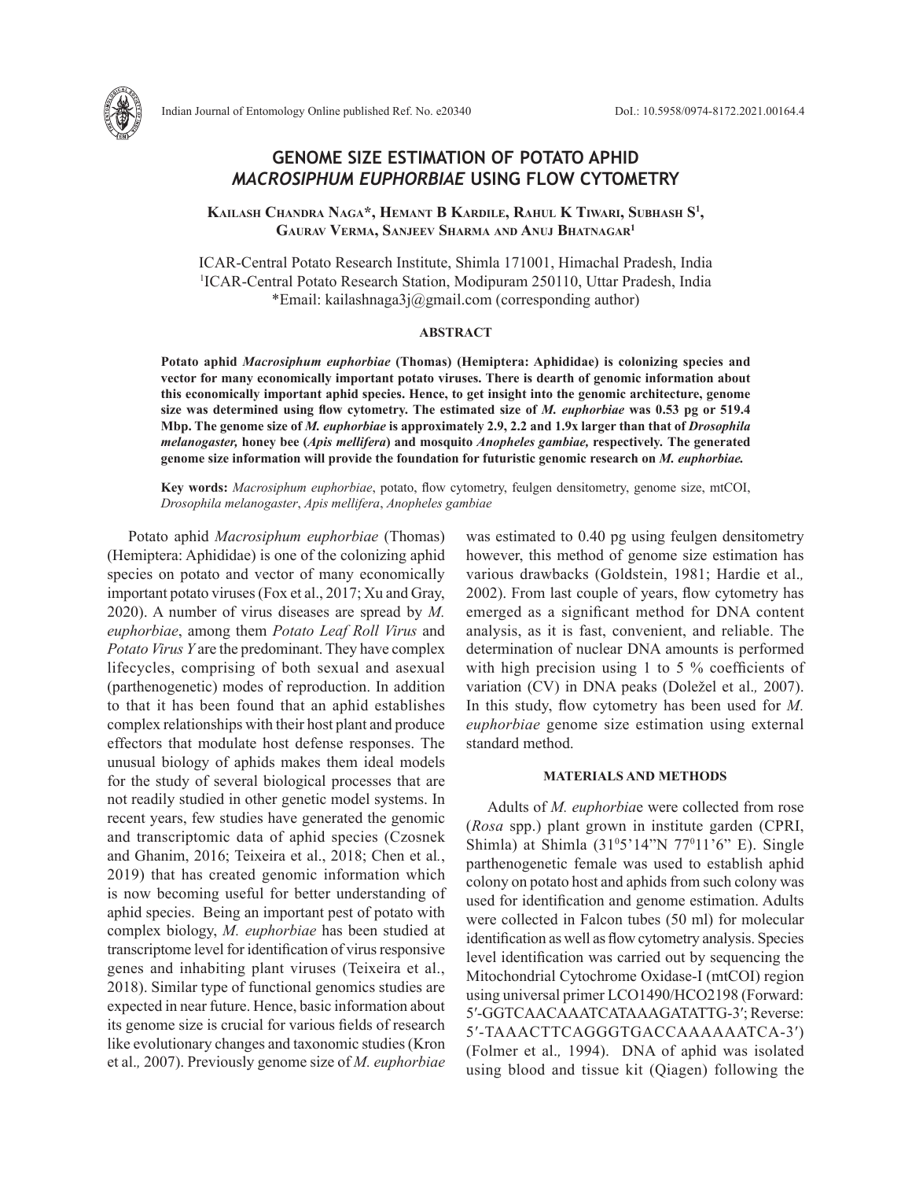# GENOME SIZE ESTIMATION OF POTATO APHID *MACROSIPHUM EUPHORBIAE* USING FLOW CYTOMETRY

**Kailash Chandra Naga\*, Hemant B Kardile, Rahul K Tiwari, Subhash S[1], Gaurav Verma, Sanjeev Sharma and Anuj Bhatnagar[1]**

ICAR-Central Potato Research Institute, Shimla 171001, Himachal Pradesh, India
[1]ICAR-Central Potato Research Station, Modipuram 250110, Uttar Pradesh, India
\*Email: kailashnaga3j@gmail.com (corresponding author)

## ABSTRACT

**Potato aphid *Macrosiphum euphorbiae* (Thomas) (Hemiptera: Aphididae) is colonizing species and vector for many economically important potato viruses. There is dearth of genomic information about this economically important aphid species. Hence, to get insight into the genomic architecture, genome size was determined using flow cytometry. The estimated size of *M. euphorbiae* was 0.53 pg or 519.4 Mbp. The genome size of *M. euphorbiae* is approximately 2.9, 2.2 and 1.9x larger than that of *Drosophila melanogaster,* honey bee (*Apis mellifera*) and mosquito *Anopheles gambiae,* respectively. The generated genome size information will provide the foundation for futuristic genomic research on *M. euphorbiae.***

**Key words:** *Macrosiphum euphorbiae*, potato, flow cytometry, feulgen densitometry, genome size, mtCOI, *Drosophila melanogaster*, *Apis mellifera*, *Anopheles gambiae*

Potato aphid *Macrosiphum euphorbiae* (Thomas) (Hemiptera: Aphididae) is one of the colonizing aphid species on potato and vector of many economically important potato viruses (Fox et al., 2017; Xu and Gray, 2020). A number of virus diseases are spread by *M. euphorbiae*, among them *Potato Leaf Roll Virus* and *Potato Virus Y* are the predominant. They have complex lifecycles, comprising of both sexual and asexual (parthenogenetic) modes of reproduction. In addition to that it has been found that an aphid establishes complex relationships with their host plant and produce effectors that modulate host defense responses. The unusual biology of aphids makes them ideal models for the study of several biological processes that are not readily studied in other genetic model systems. In recent years, few studies have generated the genomic and transcriptomic data of aphid species (Czosnek and Ghanim, 2016; Teixeira et al., 2018; Chen et al*.*, 2019) that has created genomic information which is now becoming useful for better understanding of aphid species. Being an important pest of potato with complex biology, *M. euphorbiae* has been studied at transcriptome level for identification of virus responsive genes and inhabiting plant viruses (Teixeira et al., 2018). Similar type of functional genomics studies are expected in near future. Hence, basic information about its genome size is crucial for various fields of research like evolutionary changes and taxonomic studies (Kron et al*.,* 2007). Previously genome size of *M. euphorbiae* was estimated to 0.40 pg using feulgen densitometry however, this method of genome size estimation has various drawbacks (Goldstein, 1981; Hardie et al*.,* 2002). From last couple of years, flow cytometry has emerged as a significant method for DNA content analysis, as it is fast, convenient, and reliable. The determination of nuclear DNA amounts is performed with high precision using 1 to 5 % coefficients of variation (CV) in DNA peaks (Doležel et al*.,* 2007). In this study, flow cytometry has been used for *M. euphorbiae* genome size estimation using external standard method.

## MATERIALS AND METHODS

Adults of *M. euphorbia*e were collected from rose (*Rosa* spp.) plant grown in institute garden (CPRI, Shimla) at Shimla (31$^0$5'14"N 77$^0$11'6" E). Single parthenogenetic female was used to establish aphid colony on potato host and aphids from such colony was used for identification and genome estimation. Adults were collected in Falcon tubes (50 ml) for molecular identification as well as flow cytometry analysis. Species level identification was carried out by sequencing the Mitochondrial Cytochrome Oxidase-I (mtCOI) region using universal primer LCO1490/HCO2198 (Forward: 5′-GGTCAACAAATCATAAAGATATTG-3′; Reverse: 5′-TAAACTTCAGGGTGACCAAAAAATCA-3′) (Folmer et al*.,* 1994). DNA of aphid was isolated using blood and tissue kit (Qiagen) following the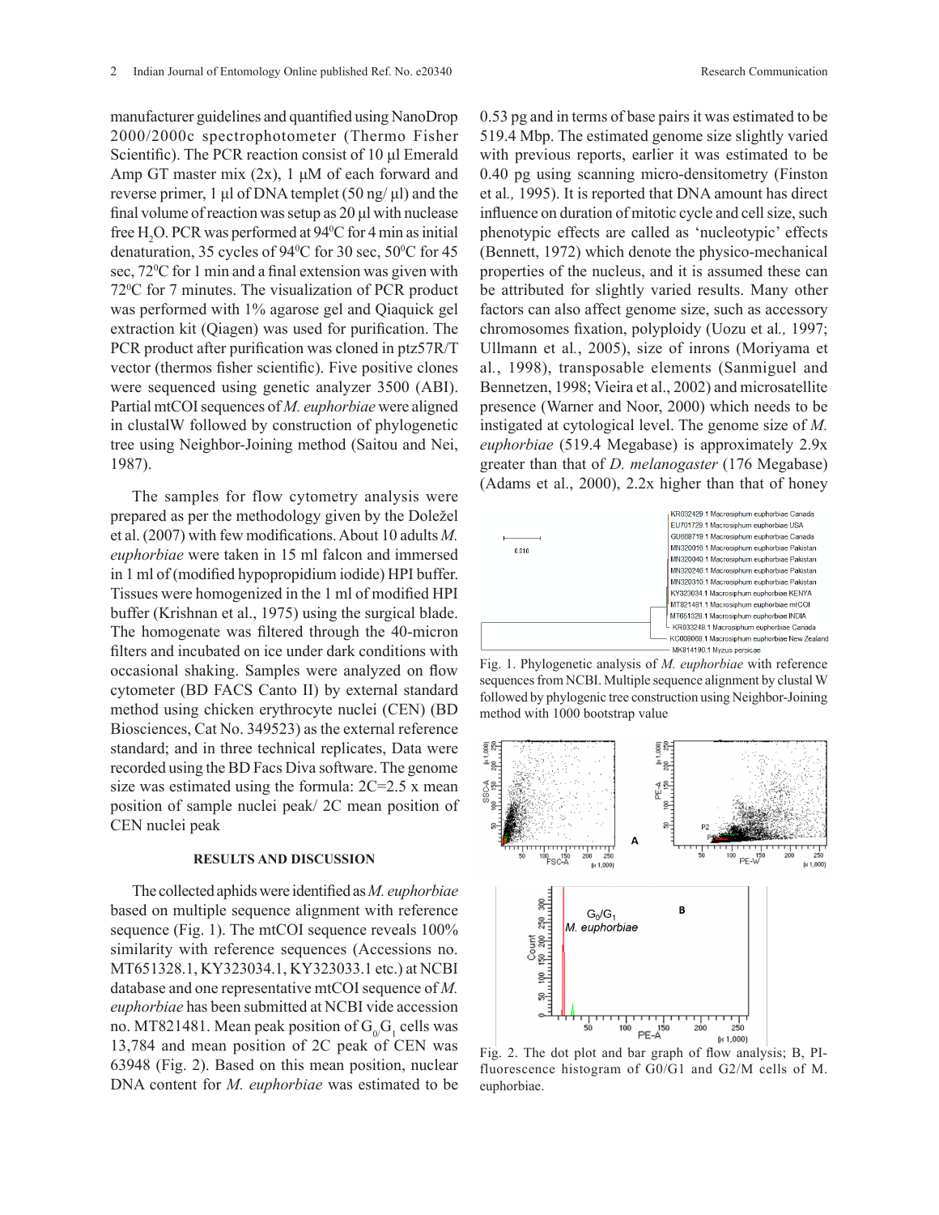manufacturer guidelines and quantified using NanoDrop 2000/2000c spectrophotometer (Thermo Fisher Scientific). The PCR reaction consist of 10 µl Emerald Amp GT master mix (2x), 1 µM of each forward and reverse primer, 1 µl of DNA templet (50 ng/ µl) and the final volume of reaction was setup as 20 µl with nuclease free $H_2O$. PCR was performed at 94°C for 4 min as initial denaturation, 35 cycles of 94°C for 30 sec, 50°C for 45 sec, 72°C for 1 min and a final extension was given with 72°C for 7 minutes. The visualization of PCR product was performed with 1% agarose gel and Qiaquick gel extraction kit (Qiagen) was used for purification. The PCR product after purification was cloned in ptz57R/T vector (thermos fisher scientific). Five positive clones were sequenced using genetic analyzer 3500 (ABI). Partial mtCOI sequences of *M. euphorbiae* were aligned in clustalW followed by construction of phylogenetic tree using Neighbor-Joining method (Saitou and Nei, 1987).

The samples for flow cytometry analysis were prepared as per the methodology given by the Doležel et al. (2007) with few modifications. About 10 adults *M. euphorbiae* were taken in 15 ml falcon and immersed in 1 ml of (modified hypopropidium iodide) HPI buffer. Tissues were homogenized in the 1 ml of modified HPI buffer (Krishnan et al., 1975) using the surgical blade. The homogenate was filtered through the 40-micron filters and incubated on ice under dark conditions with occasional shaking. Samples were analyzed on flow cytometer (BD FACS Canto II) by external standard method using chicken erythrocyte nuclei (CEN) (BD Biosciences, Cat No. 349523) as the external reference standard; and in three technical replicates, Data were recorded using the BD Facs Diva software. The genome size was estimated using the formula: 2C=2.5 x mean position of sample nuclei peak/ 2C mean position of CEN nuclei peak

## RESULTS AND DISCUSSION

The collected aphids were identified as *M. euphorbiae* based on multiple sequence alignment with reference sequence (Fig. 1). The mtCOI sequence reveals 100% similarity with reference sequences (Accessions no. MT651328.1, KY323034.1, KY323033.1 etc.) at NCBI database and one representative mtCOI sequence of *M. euphorbiae* has been submitted at NCBI vide accession no. MT821481. Mean peak position of $G_0/G_1$ cells was 13,784 and mean position of 2C peak of CEN was 63948 (Fig. 2). Based on this mean position, nuclear DNA content for *M. euphorbiae* was estimated to be 0.53 pg and in terms of base pairs it was estimated to be 519.4 Mbp. The estimated genome size slightly varied with previous reports, earlier it was estimated to be 0.40 pg using scanning micro-densitometry (Finston et al*.,* 1995). It is reported that DNA amount has direct influence on duration of mitotic cycle and cell size, such phenotypic effects are called as 'nucleotypic' effects (Bennett, 1972) which denote the physico-mechanical properties of the nucleus, and it is assumed these can be attributed for slightly varied results. Many other factors can also affect genome size, such as accessory chromosomes fixation, polyploidy (Uozu et al*.,* 1997; Ullmann et al*.*, 2005), size of inrons (Moriyama et al*.*, 1998), transposable elements (Sanmiguel and Bennetzen, 1998; Vieira et al., 2002) and microsatellite presence (Warner and Noor, 2000) which needs to be instigated at cytological level. The genome size of *M. euphorbiae* (519.4 Megabase) is approximately 2.9x greater than that of *D. melanogaster* (176 Megabase) (Adams et al., 2000), 2.2x higher than that of honey

Fig. 1. Phylogenetic analysis of *M. euphorbiae* with reference sequences from NCBI. Multiple sequence alignment by clustal W followed by phylogenic tree construction using Neighbor-Joining method with 1000 bootstrap value

Fig. 2. The dot plot and bar graph of flow analysis; B, PI-fluorescence histogram of G0/G1 and G2/M cells of M. euphorbiae.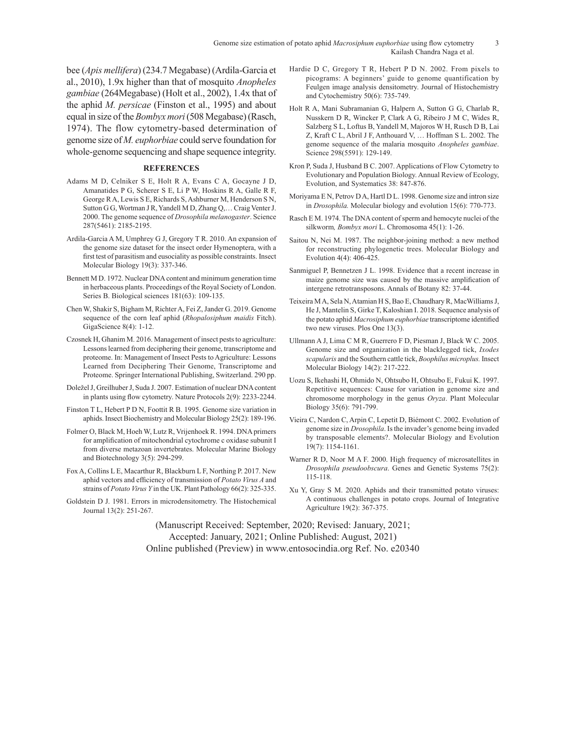bee (*Apis mellifera*) (234.7 Megabase) (Ardila-Garcia et al., 2010), 1.9x higher than that of mosquito *Anopheles gambiae* (264Megabase) (Holt et al., 2002), 1.4x that of the aphid *M. persicae* (Finston et al., 1995) and about equal in size of the *Bombyx mori* (508 Megabase) (Rasch, 1974). The flow cytometry-based determination of genome size of *M. euphorbiae* could serve foundation for whole-genome sequencing and shape sequence integrity.

## REFERENCES

Adams M D, Celniker S E, Holt R A, Evans C A, Gocayne J D, Amanatides P G, Scherer S E, Li P W, Hoskins R A, Galle R F, George R A, Lewis S E, Richards S, Ashburner M, Henderson S N, Sutton G G, Wortman J R, Yandell M D, Zhang Q,… Craig Venter J. 2000. The genome sequence of *Drosophila melanogaster*. Science 287(5461): 2185-2195.

Ardila-Garcia A M, Umphrey G J, Gregory T R. 2010. An expansion of the genome size dataset for the insect order Hymenoptera, with a first test of parasitism and eusociality as possible constraints. Insect Molecular Biology 19(3): 337-346.

Bennett M D. 1972. Nuclear DNA content and minimum generation time in herbaceous plants. Proceedings of the Royal Society of London. Series B. Biological sciences 181(63): 109-135.

Chen W, Shakir S, Bigham M, Richter A, Fei Z, Jander G. 2019. Genome sequence of the corn leaf aphid (*Rhopalosiphum maidis* Fitch). GigaScience 8(4): 1-12.

Czosnek H, Ghanim M. 2016. Management of insect pests to agriculture: Lessons learned from deciphering their genome, transcriptome and proteome. In: Management of Insect Pests to Agriculture: Lessons Learned from Deciphering Their Genome, Transcriptome and Proteome. Springer International Publishing, Switzerland. 290 pp.

Doležel J, Greilhuber J, Suda J. 2007. Estimation of nuclear DNA content in plants using flow cytometry. Nature Protocols 2(9): 2233-2244.

Finston T L, Hebert P D N, Foottit R B. 1995. Genome size variation in aphids. Insect Biochemistry and Molecular Biology 25(2): 189-196.

Folmer O, Black M, Hoeh W, Lutz R, Vrijenhoek R. 1994. DNA primers for amplification of mitochondrial cytochrome c oxidase subunit I from diverse metazoan invertebrates. Molecular Marine Biology and Biotechnology 3(5): 294-299.

Fox A, Collins L E, Macarthur R, Blackburn L F, Northing P. 2017. New aphid vectors and efficiency of transmission of *Potato Virus A* and strains of *Potato Virus Y* in the UK. Plant Pathology 66(2): 325-335.

Goldstein D J. 1981. Errors in microdensitometry. The Histochemical Journal 13(2): 251-267.

Hardie D C, Gregory T R, Hebert P D N. 2002. From pixels to picograms: A beginners' guide to genome quantification by Feulgen image analysis densitometry. Journal of Histochemistry and Cytochemistry 50(6): 735-749.

Holt R A, Mani Subramanian G, Halpern A, Sutton G G, Charlab R, Nusskern D R, Wincker P, Clark A G, Ribeiro J M C, Wides R, Salzberg S L, Loftus B, Yandell M, Majoros W H, Rusch D B, Lai Z, Kraft C L, Abril J F, Anthouard V, … Hoffman S L. 2002. The genome sequence of the malaria mosquito *Anopheles gambiae*. Science 298(5591): 129-149.

Kron P, Suda J, Husband B C. 2007. Applications of Flow Cytometry to Evolutionary and Population Biology. Annual Review of Ecology, Evolution, and Systematics 38: 847-876.

Moriyama E N, Petrov D A, Hartl D L. 1998. Genome size and intron size in *Drosophila.* Molecular biology and evolution 15(6): 770-773.

Rasch E M. 1974. The DNA content of sperm and hemocyte nuclei of the silkworm*, Bombyx mori* L. Chromosoma 45(1): 1-26.

Saitou N, Nei M. 1987. The neighbor-joining method: a new method for reconstructing phylogenetic trees. Molecular Biology and Evolution 4(4): 406-425.

Sanmiguel P, Bennetzen J L. 1998. Evidence that a recent increase in maize genome size was caused by the massive amplification of intergene retrotransposons. Annals of Botany 82: 37-44.

Teixeira M A, Sela N, Atamian H S, Bao E, Chaudhary R, MacWilliams J, He J, Mantelin S, Girke T, Kaloshian I. 2018. Sequence analysis of the potato aphid *Macrosiphum euphorbiae* transcriptome identified two new viruses. Plos One 13(3).

Ullmann A J, Lima C M R, Guerrero F D, Piesman J, Black W C. 2005. Genome size and organization in the blacklegged tick, *Ixodes scapularis* and the Southern cattle tick, *Boophilus microplus.* Insect Molecular Biology 14(2): 217-222.

Uozu S, Ikehashi H, Ohmido N, Ohtsubo H, Ohtsubo E, Fukui K. 1997. Repetitive sequences: Cause for variation in genome size and chromosome morphology in the genus *Oryza*. Plant Molecular Biology 35(6): 791-799.

Vieira C, Nardon C, Arpin C, Lepetit D, Biémont C. 2002. Evolution of genome size in *Drosophila*. Is the invader's genome being invaded by transposable elements?. Molecular Biology and Evolution 19(7): 1154-1161.

Warner R D, Noor M A F. 2000. High frequency of microsatellites in *Drosophila pseudoobscura*. Genes and Genetic Systems 75(2): 115-118.

Xu Y, Gray S M. 2020. Aphids and their transmitted potato viruses: A continuous challenges in potato crops. Journal of Integrative Agriculture 19(2): 367-375.

(Manuscript Received: September, 2020; Revised: January, 2021; Accepted: January, 2021; Online Published: August, 2021)
Online published (Preview) in www.entosocindia.org Ref. No. e20340